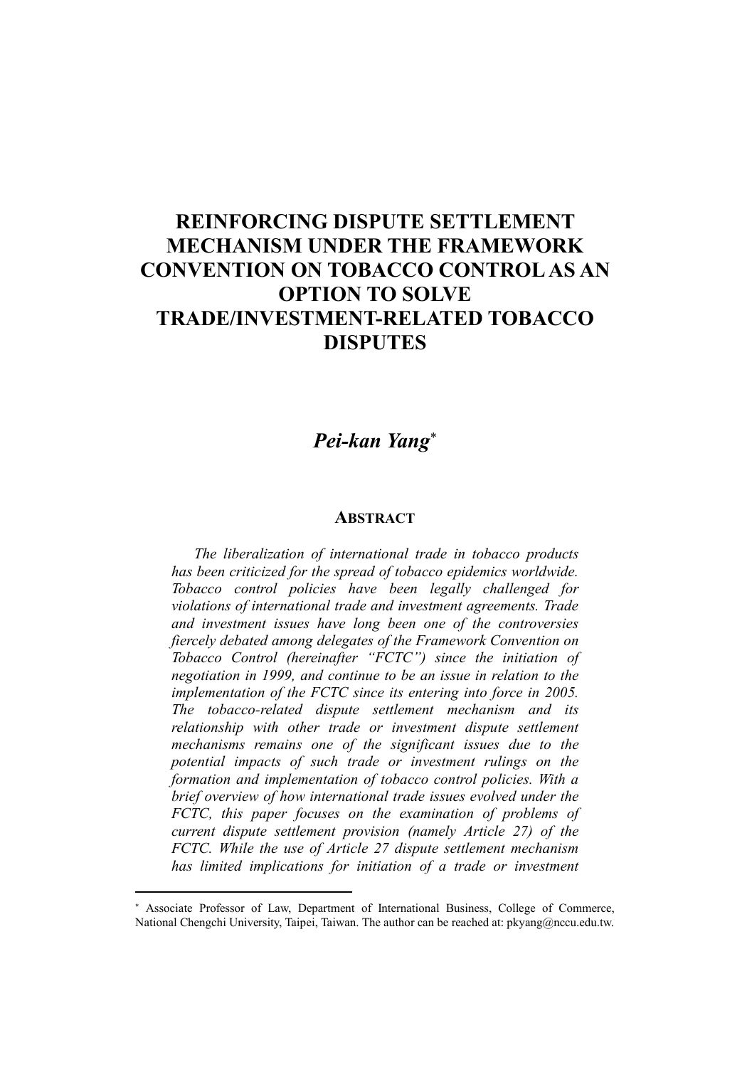# REINFORCING DISPUTE SETTLEMENT MECHANISM UNDER THE FRAMEWORK CONVENTION ON TOBACCO CONTROL AS AN OPTION TO SOLVE TRADE/INVESTMENT-RELATED TOBACCO DISPUTES

***Pei-kan Yang****

## ABSTRACT

*The liberalization of international trade in tobacco products has been criticized for the spread of tobacco epidemics worldwide. Tobacco control policies have been legally challenged for violations of international trade and investment agreements. Trade and investment issues have long been one of the controversies fiercely debated among delegates of the Framework Convention on Tobacco Control (hereinafter "FCTC") since the initiation of negotiation in 1999, and continue to be an issue in relation to the implementation of the FCTC since its entering into force in 2005. The tobacco-related dispute settlement mechanism and its relationship with other trade or investment dispute settlement mechanisms remains one of the significant issues due to the potential impacts of such trade or investment rulings on the formation and implementation of tobacco control policies. With a brief overview of how international trade issues evolved under the FCTC, this paper focuses on the examination of problems of current dispute settlement provision (namely Article 27) of the FCTC. While the use of Article 27 dispute settlement mechanism has limited implications for initiation of a trade or investment*

---

\* Associate Professor of Law, Department of International Business, College of Commerce, National Chengchi University, Taipei, Taiwan. The author can be reached at: pkyang@nccu.edu.tw.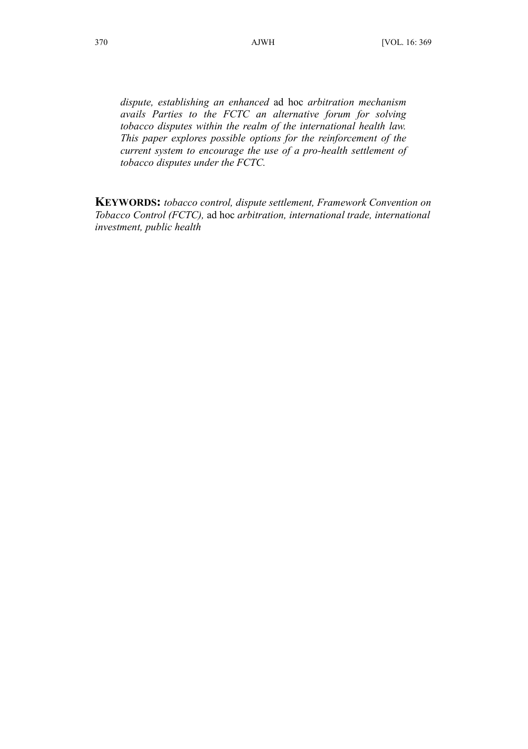*dispute, establishing an enhanced* ad hoc *arbitration mechanism avails Parties to the FCTC an alternative forum for solving tobacco disputes within the realm of the international health law. This paper explores possible options for the reinforcement of the current system to encourage the use of a pro-health settlement of tobacco disputes under the FCTC.*

**KEYWORDS:** *tobacco control, dispute settlement, Framework Convention on Tobacco Control (FCTC),* ad hoc *arbitration, international trade, international investment, public health*